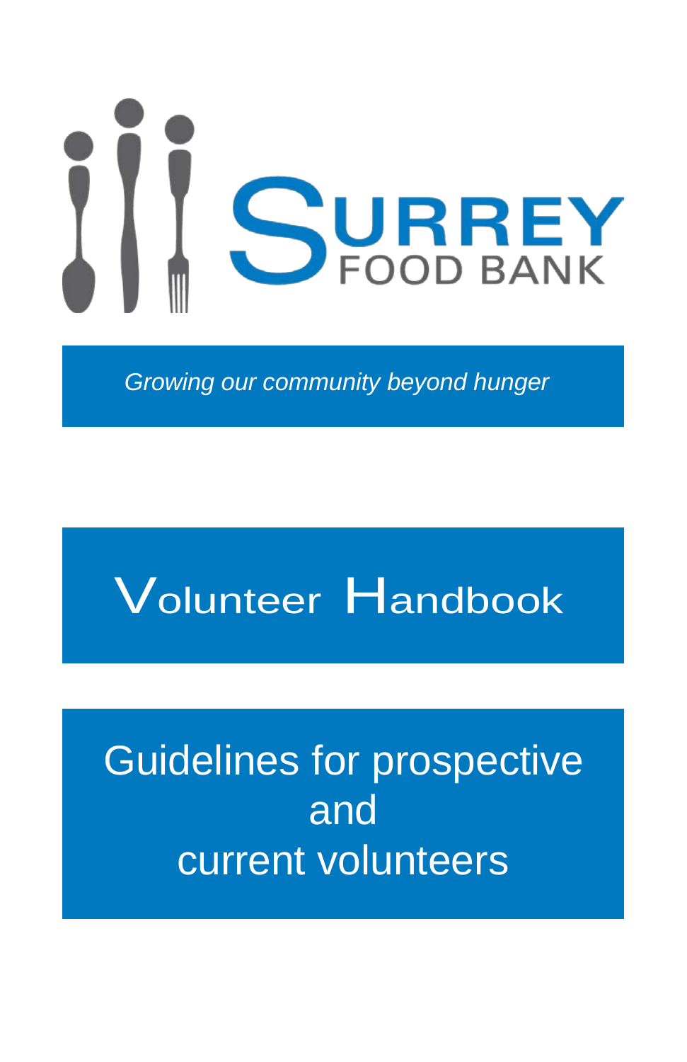# SURREY FOOD BANK

*Growing our community beyond hunger*

# Volunteer Handbook

## Guidelines for prospective and current volunteers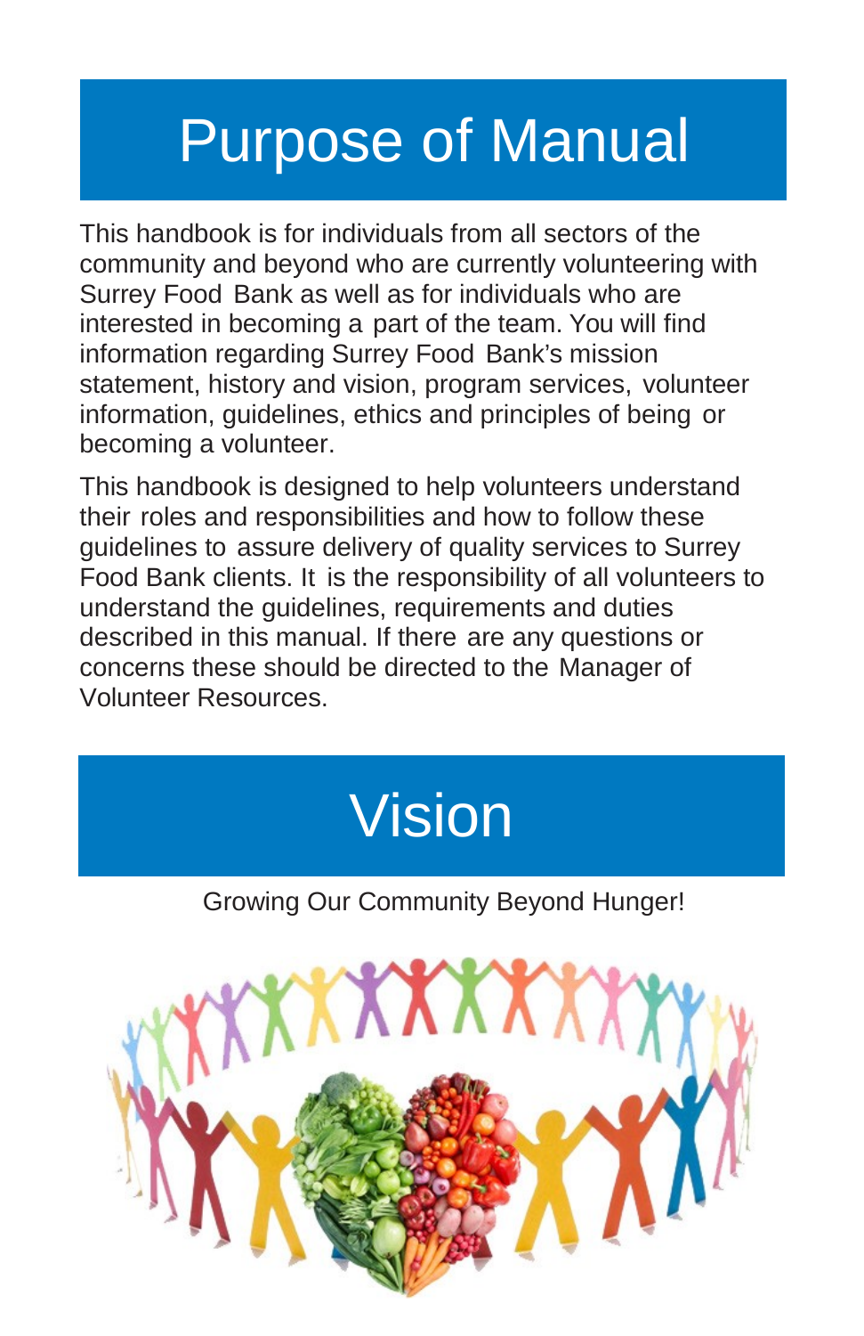# Purpose of Manual

This handbook is for individuals from all sectors of the community and beyond who are currently volunteering with Surrey Food Bank as well as for individuals who are interested in becoming a part of the team. You will find information regarding Surrey Food Bank's mission statement, history and vision, program services, volunteer information, guidelines, ethics and principles of being or becoming a volunteer.

This handbook is designed to help volunteers understand their roles and responsibilities and how to follow these guidelines to assure delivery of quality services to Surrey Food Bank clients. It is the responsibility of all volunteers to understand the guidelines, requirements and duties described in this manual. If there are any questions or concerns these should be directed to the Manager of Volunteer Resources.

# Vision

Growing Our Community Beyond Hunger!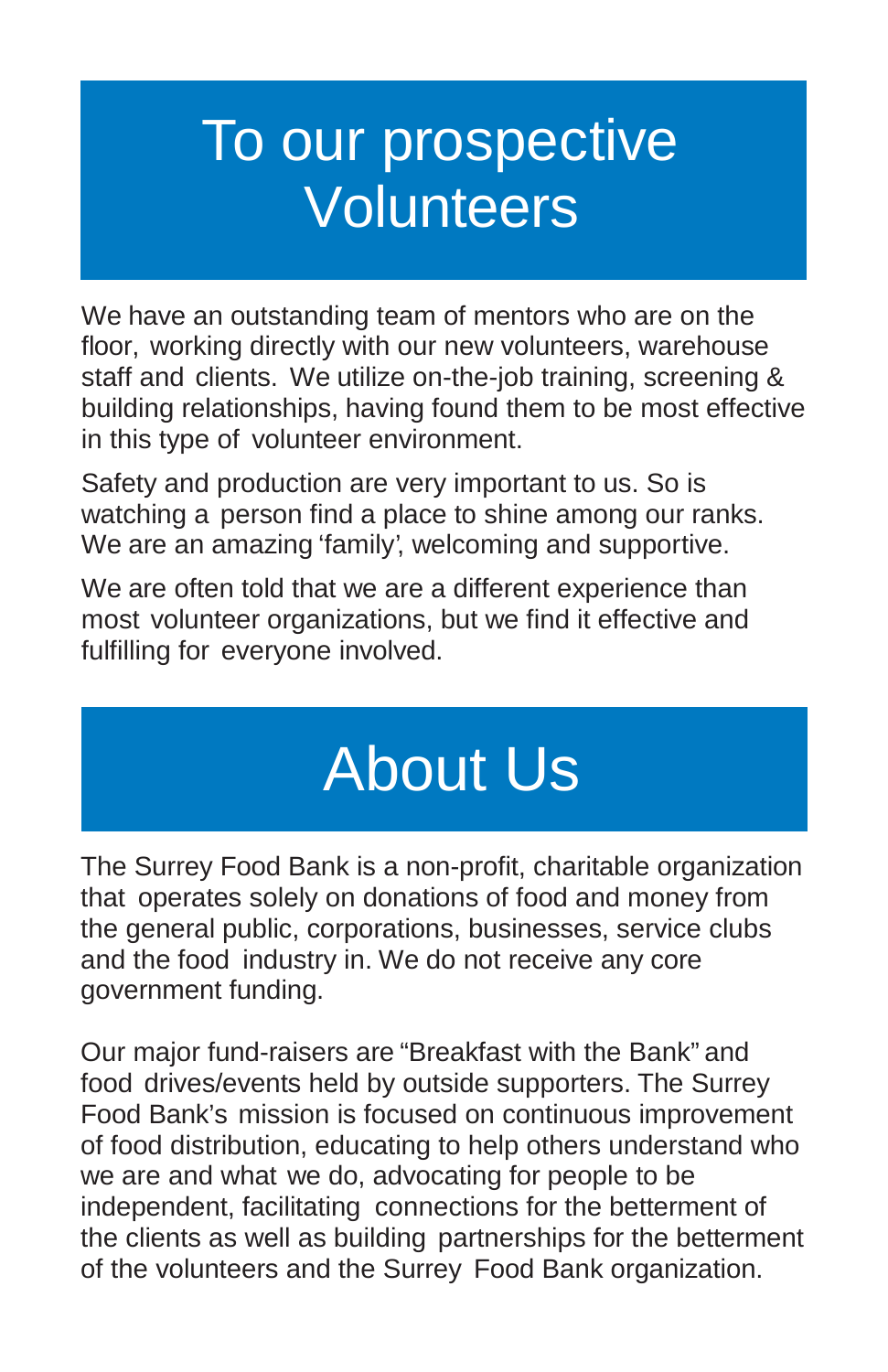# To our prospective Volunteers

We have an outstanding team of mentors who are on the floor, working directly with our new volunteers, warehouse staff and clients. We utilize on-the-job training, screening & building relationships, having found them to be most effective in this type of volunteer environment.

Safety and production are very important to us. So is watching a person find a place to shine among our ranks. We are an amazing 'family', welcoming and supportive.

We are often told that we are a different experience than most volunteer organizations, but we find it effective and fulfilling for everyone involved.

# About Us

The Surrey Food Bank is a non-profit, charitable organization that operates solely on donations of food and money from the general public, corporations, businesses, service clubs and the food industry in. We do not receive any core government funding.

Our major fund-raisers are "Breakfast with the Bank" and food drives/events held by outside supporters. The Surrey Food Bank's mission is focused on continuous improvement of food distribution, educating to help others understand who we are and what we do, advocating for people to be independent, facilitating connections for the betterment of the clients as well as building partnerships for the betterment of the volunteers and the Surrey Food Bank organization.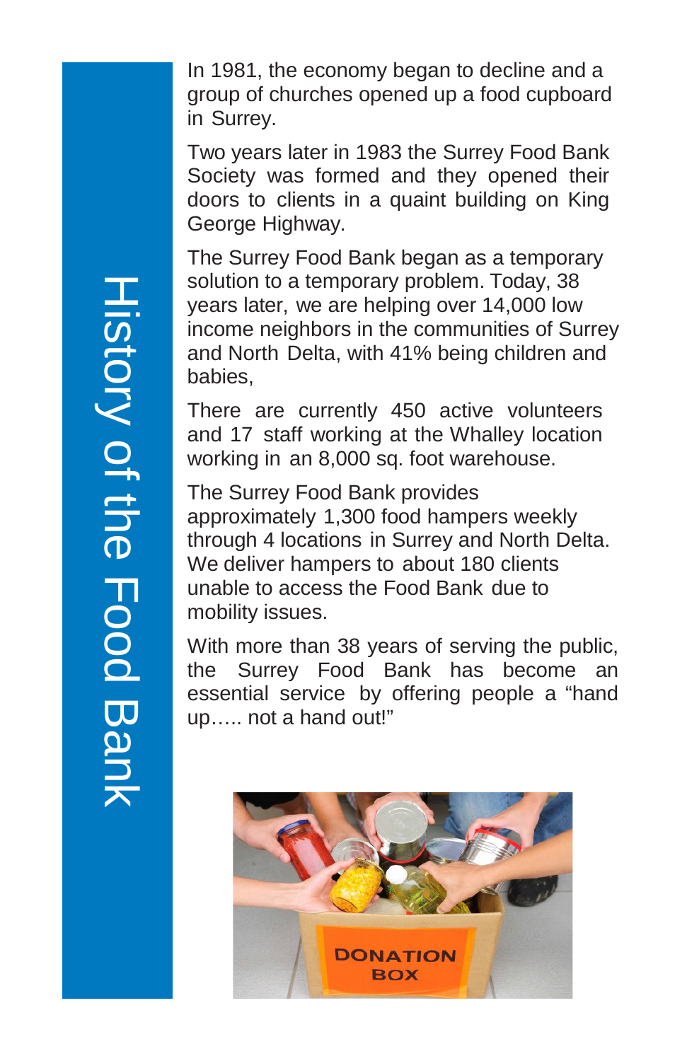# History of the Food Bank

In 1981, the economy began to decline and a group of churches opened up a food cupboard in Surrey.

Two years later in 1983 the Surrey Food Bank Society was formed and they opened their doors to clients in a quaint building on King George Highway.

The Surrey Food Bank began as a temporary solution to a temporary problem. Today, 38 years later, we are helping over 14,000 low income neighbors in the communities of Surrey and North Delta, with 41% being children and babies,

There are currently 450 active volunteers and 17 staff working at the Whalley location working in an 8,000 sq. foot warehouse.

The Surrey Food Bank provides approximately 1,300 food hampers weekly through 4 locations in Surrey and North Delta. We deliver hampers to about 180 clients unable to access the Food Bank due to mobility issues.

With more than 38 years of serving the public, the Surrey Food Bank has become an essential service by offering people a "hand up….. not a hand out!"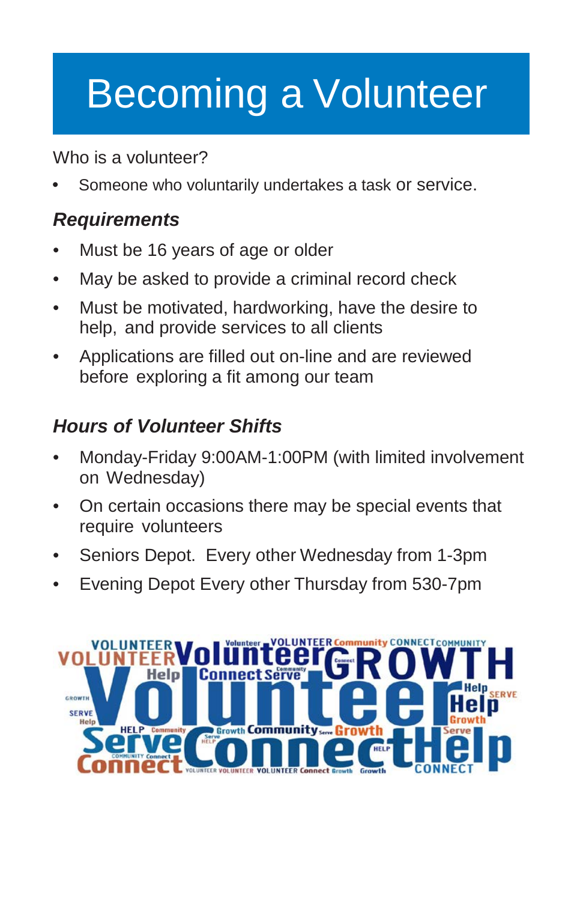# Becoming a Volunteer

Who is a volunteer?

- Someone who voluntarily undertakes a task or service.

## *Requirements*

- Must be 16 years of age or older
- May be asked to provide a criminal record check
- Must be motivated, hardworking, have the desire to help, and provide services to all clients
- Applications are filled out on-line and are reviewed before exploring a fit among our team

## *Hours of Volunteer Shifts*

- Monday-Friday 9:00AM-1:00PM (with limited involvement on Wednesday)
- On certain occasions there may be special events that require volunteers
- Seniors Depot. Every other Wednesday from 1-3pm
- Evening Depot Every other Thursday from 530-7pm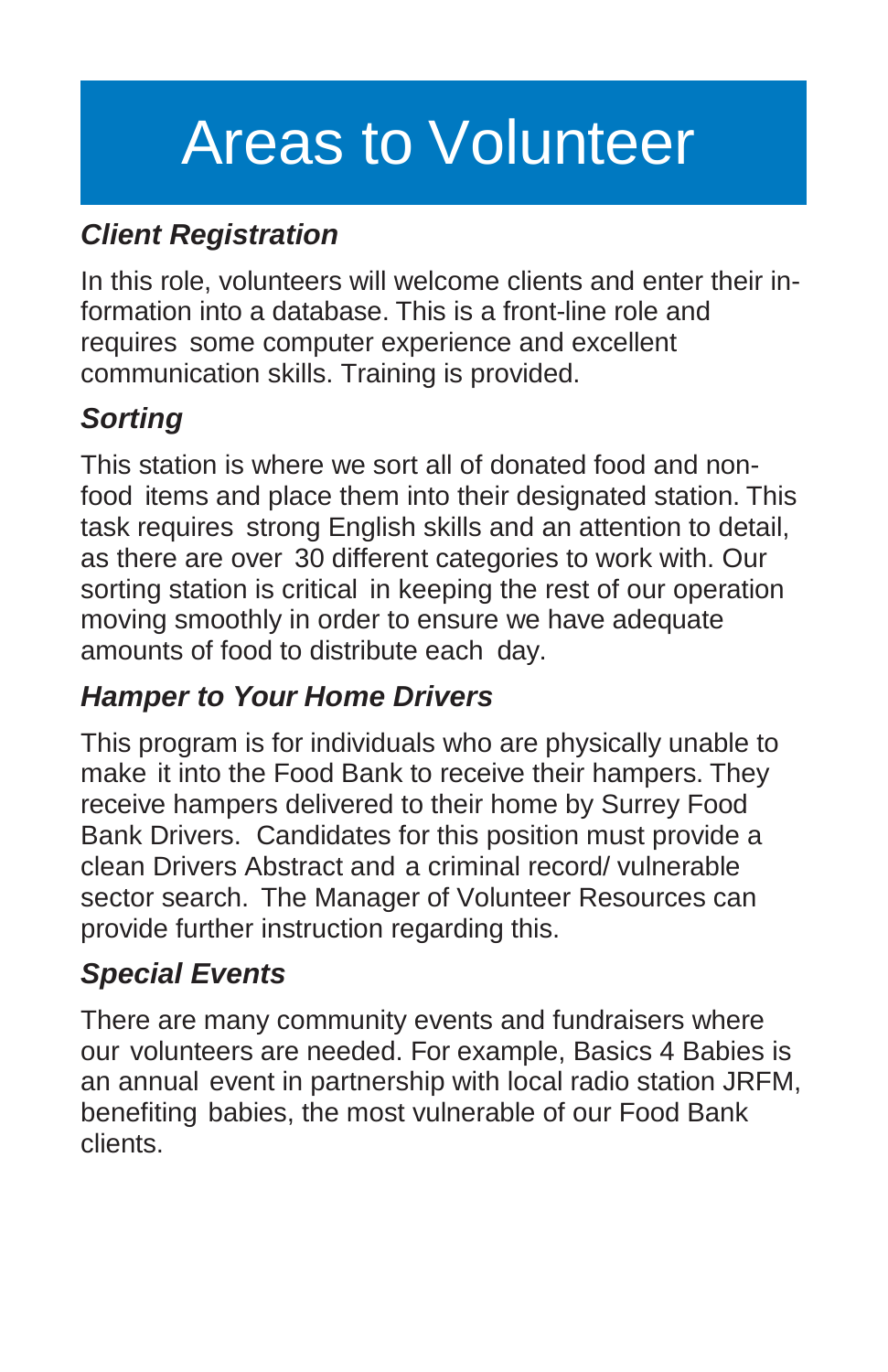# Areas to Volunteer

### *Client Registration*

In this role, volunteers will welcome clients and enter their information into a database. This is a front-line role and requires some computer experience and excellent communication skills. Training is provided.

### *Sorting*

This station is where we sort all of donated food and non-food items and place them into their designated station. This task requires strong English skills and an attention to detail, as there are over 30 different categories to work with. Our sorting station is critical in keeping the rest of our operation moving smoothly in order to ensure we have adequate amounts of food to distribute each day.

### *Hamper to Your Home Drivers*

This program is for individuals who are physically unable to make it into the Food Bank to receive their hampers. They receive hampers delivered to their home by Surrey Food Bank Drivers. Candidates for this position must provide a clean Drivers Abstract and a criminal record/ vulnerable sector search. The Manager of Volunteer Resources can provide further instruction regarding this.

### *Special Events*

There are many community events and fundraisers where our volunteers are needed. For example, Basics 4 Babies is an annual event in partnership with local radio station JRFM, benefiting babies, the most vulnerable of our Food Bank clients.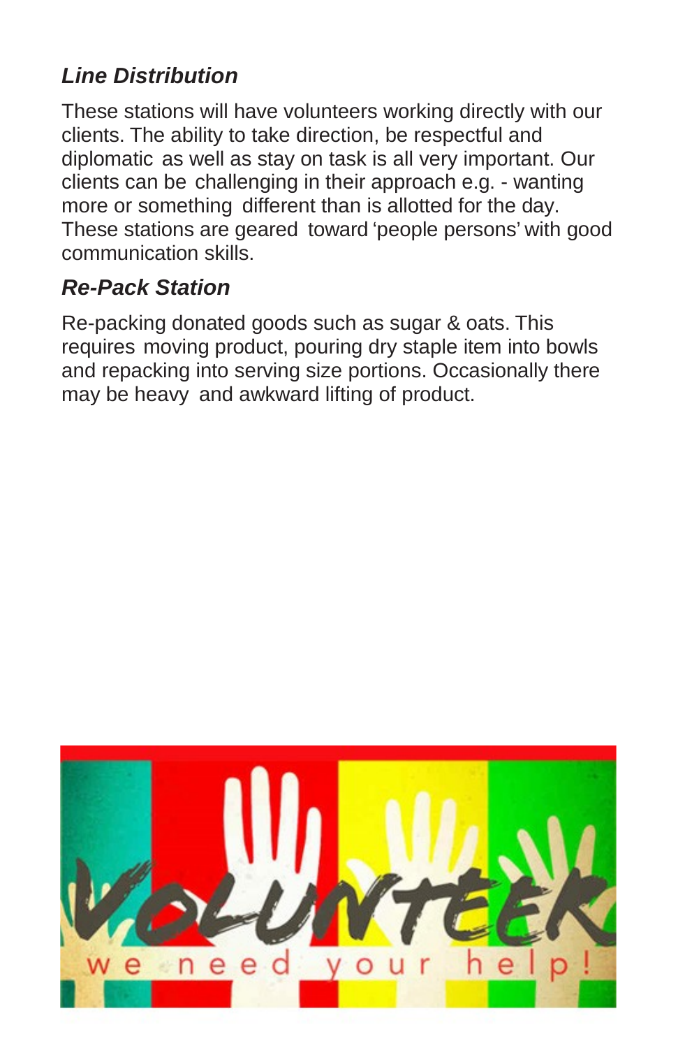### *Line Distribution*

These stations will have volunteers working directly with our clients. The ability to take direction, be respectful and diplomatic as well as stay on task is all very important. Our clients can be challenging in their approach e.g. - wanting more or something different than is allotted for the day. These stations are geared toward 'people persons' with good communication skills.

### *Re-Pack Station*

Re-packing donated goods such as sugar & oats. This requires moving product, pouring dry staple item into bowls and repacking into serving size portions. Occasionally there may be heavy and awkward lifting of product.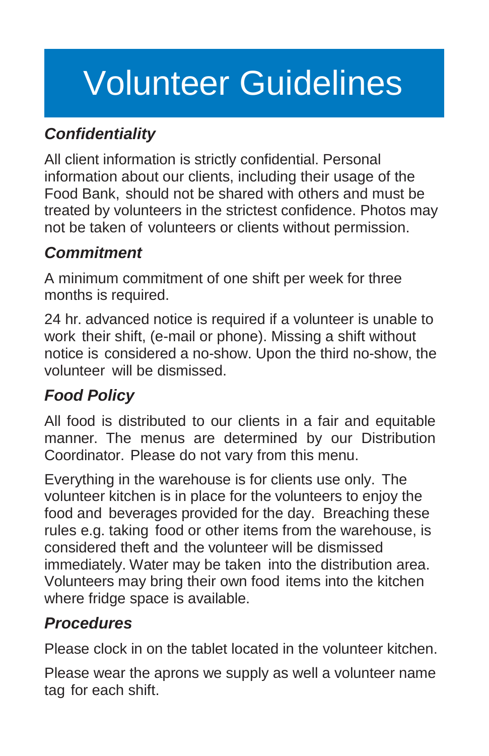# Volunteer Guidelines

### *Confidentiality*

All client information is strictly confidential. Personal information about our clients, including their usage of the Food Bank, should not be shared with others and must be treated by volunteers in the strictest confidence. Photos may not be taken of volunteers or clients without permission.

### *Commitment*

A minimum commitment of one shift per week for three months is required.

24 hr. advanced notice is required if a volunteer is unable to work their shift, (e-mail or phone). Missing a shift without notice is considered a no-show. Upon the third no-show, the volunteer will be dismissed.

### *Food Policy*

All food is distributed to our clients in a fair and equitable manner. The menus are determined by our Distribution Coordinator. Please do not vary from this menu.

Everything in the warehouse is for clients use only. The volunteer kitchen is in place for the volunteers to enjoy the food and beverages provided for the day. Breaching these rules e.g. taking food or other items from the warehouse, is considered theft and the volunteer will be dismissed immediately. Water may be taken into the distribution area. Volunteers may bring their own food items into the kitchen where fridge space is available.

### *Procedures*

Please clock in on the tablet located in the volunteer kitchen.

Please wear the aprons we supply as well a volunteer name tag for each shift.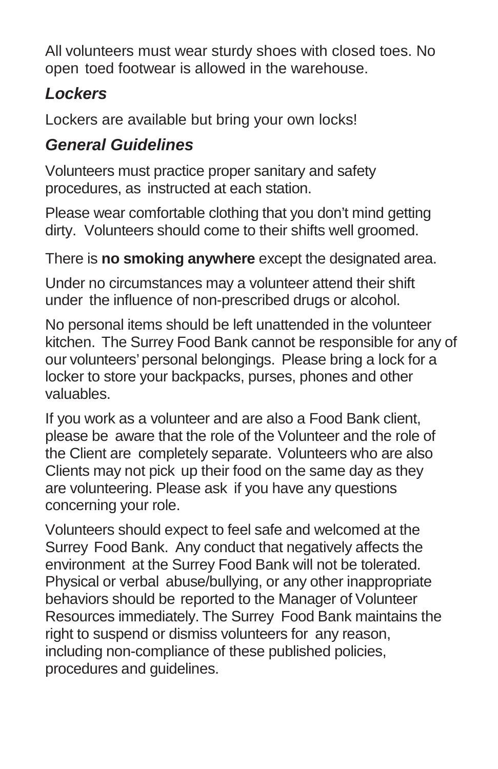All volunteers must wear sturdy shoes with closed toes. No open toed footwear is allowed in the warehouse.

### *Lockers*

Lockers are available but bring your own locks!

### *General Guidelines*

Volunteers must practice proper sanitary and safety procedures, as instructed at each station.

Please wear comfortable clothing that you don't mind getting dirty. Volunteers should come to their shifts well groomed.

There is **no smoking anywhere** except the designated area.

Under no circumstances may a volunteer attend their shift under the influence of non-prescribed drugs or alcohol.

No personal items should be left unattended in the volunteer kitchen. The Surrey Food Bank cannot be responsible for any of our volunteers' personal belongings. Please bring a lock for a locker to store your backpacks, purses, phones and other valuables.

If you work as a volunteer and are also a Food Bank client, please be aware that the role of the Volunteer and the role of the Client are completely separate. Volunteers who are also Clients may not pick up their food on the same day as they are volunteering. Please ask if you have any questions concerning your role.

Volunteers should expect to feel safe and welcomed at the Surrey Food Bank. Any conduct that negatively affects the environment at the Surrey Food Bank will not be tolerated. Physical or verbal abuse/bullying, or any other inappropriate behaviors should be reported to the Manager of Volunteer Resources immediately. The Surrey Food Bank maintains the right to suspend or dismiss volunteers for any reason, including non-compliance of these published policies, procedures and guidelines.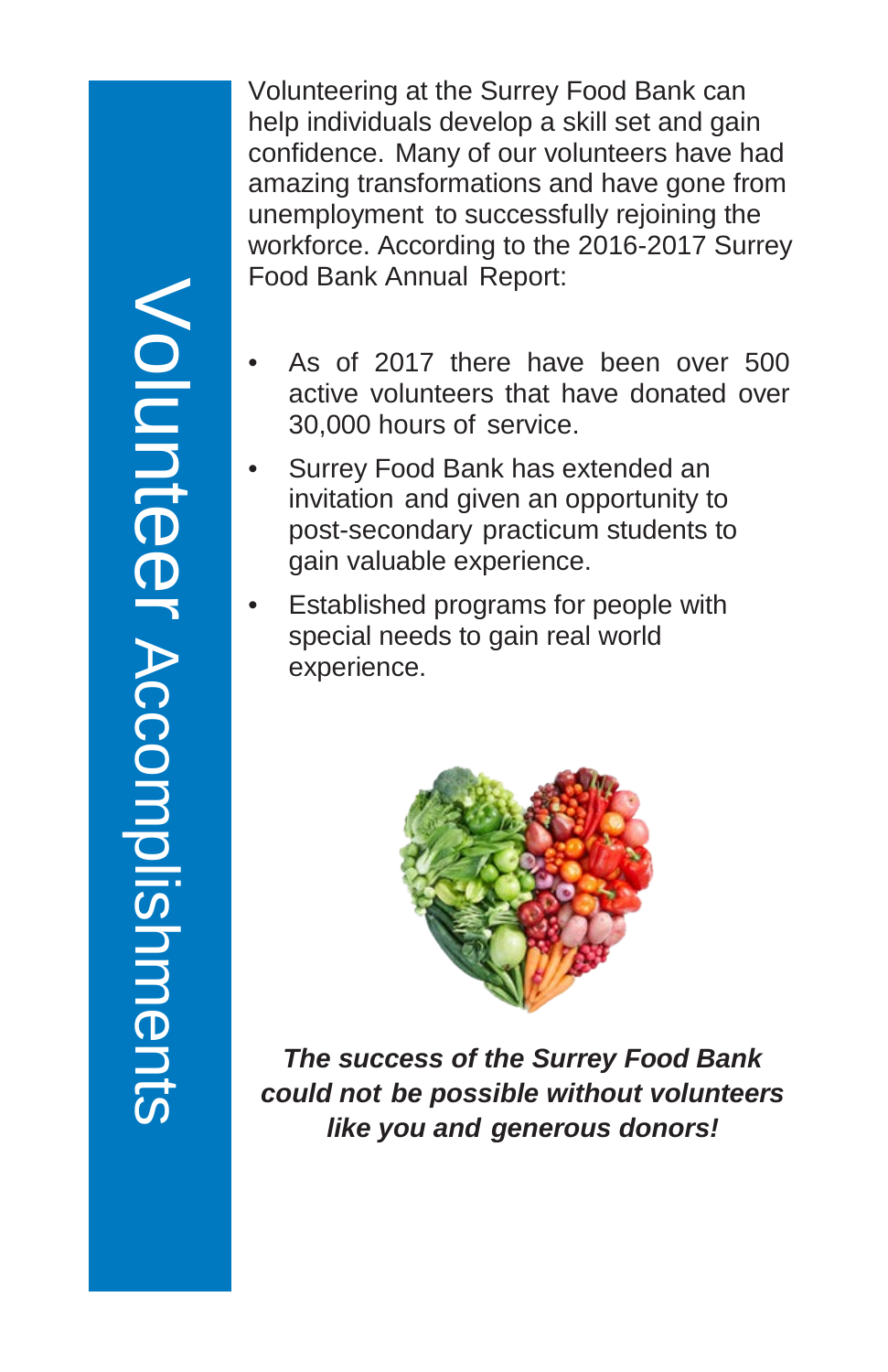# Volunteer Accomplishments

Volunteering at the Surrey Food Bank can help individuals develop a skill set and gain confidence. Many of our volunteers have had amazing transformations and have gone from unemployment to successfully rejoining the workforce. According to the 2016-2017 Surrey Food Bank Annual Report:

- As of 2017 there have been over 500 active volunteers that have donated over 30,000 hours of service.
- Surrey Food Bank has extended an invitation and given an opportunity to post-secondary practicum students to gain valuable experience.
- Established programs for people with special needs to gain real world experience.

***The success of the Surrey Food Bank could not be possible without volunteers like you and generous donors!***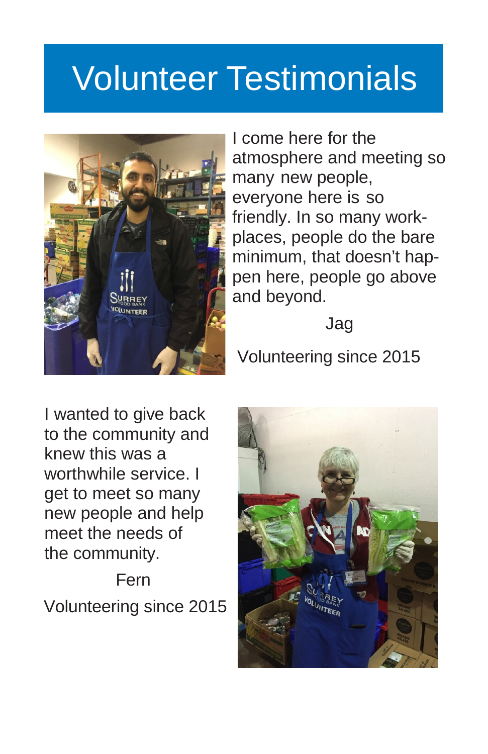# Volunteer Testimonials

I come here for the atmosphere and meeting so many new people, everyone here is so friendly. In so many workplaces, people do the bare minimum, that doesn't happen here, people go above and beyond.

Jag

Volunteering since 2015

I wanted to give back to the community and knew this was a worthwhile service. I get to meet so many new people and help meet the needs of the community.

Fern

Volunteering since 2015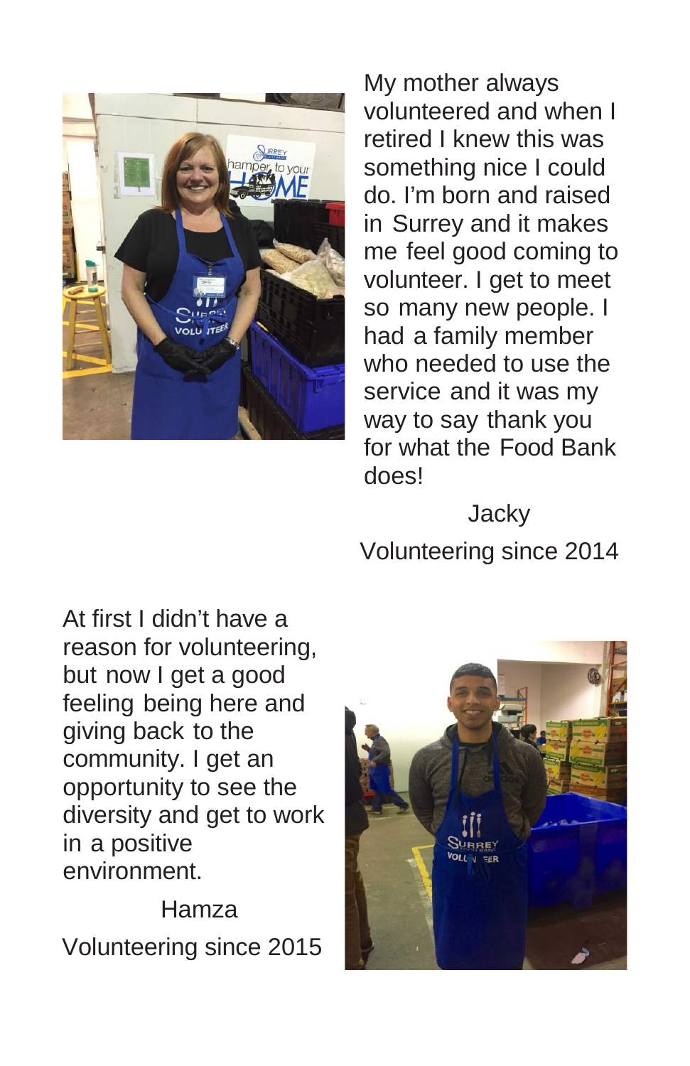My mother always volunteered and when I retired I knew this was something nice I could do. I'm born and raised in Surrey and it makes me feel good coming to volunteer. I get to meet so many new people. I had a family member who needed to use the service and it was my way to say thank you for what the Food Bank does!

Jacky

Volunteering since 2014

At first I didn't have a reason for volunteering, but now I get a good feeling being here and giving back to the community. I get an opportunity to see the diversity and get to work in a positive environment.

Hamza

Volunteering since 2015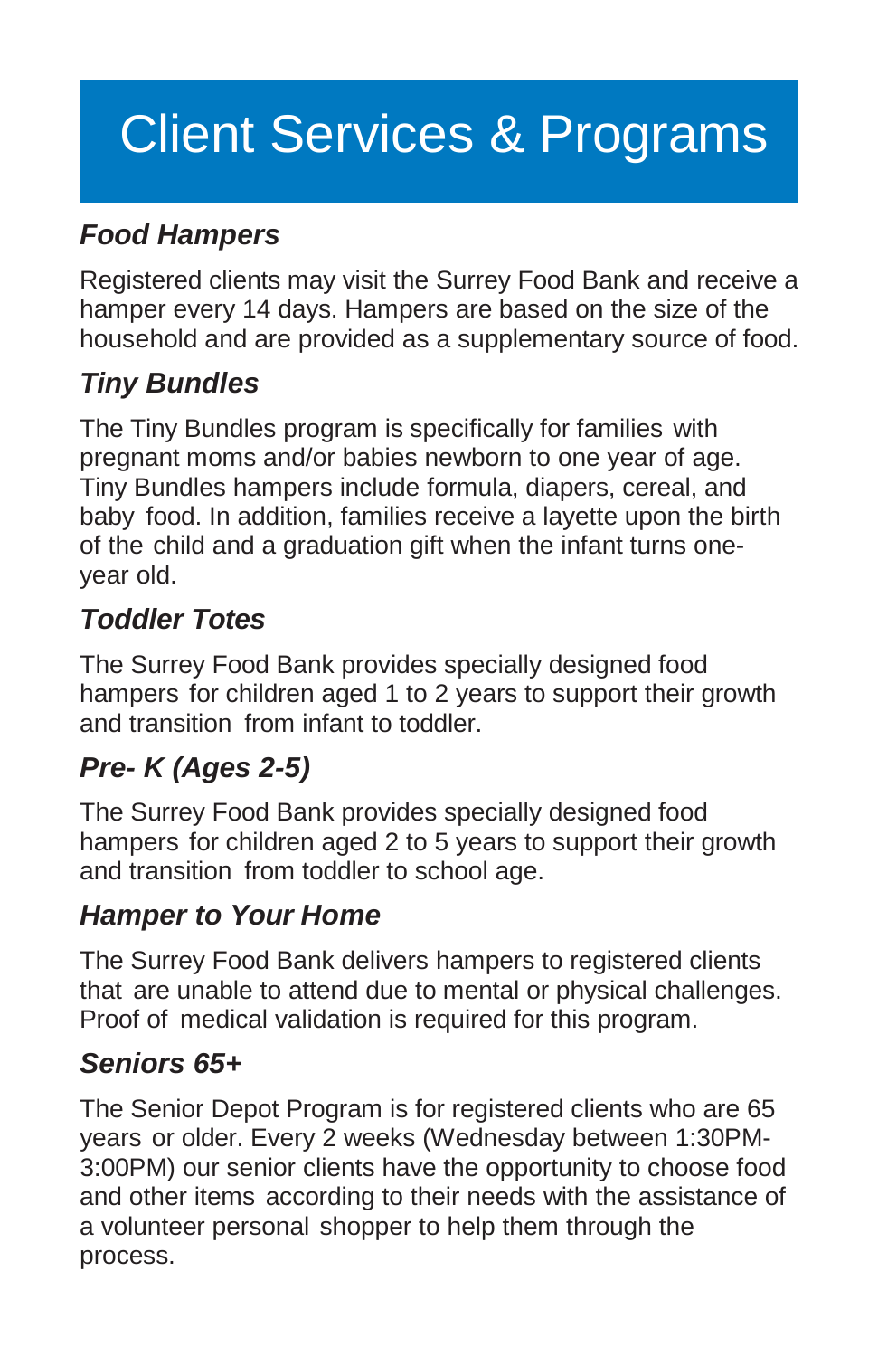# Client Services & Programs

### *Food Hampers*

Registered clients may visit the Surrey Food Bank and receive a hamper every 14 days. Hampers are based on the size of the household and are provided as a supplementary source of food.

### *Tiny Bundles*

The Tiny Bundles program is specifically for families with pregnant moms and/or babies newborn to one year of age. Tiny Bundles hampers include formula, diapers, cereal, and baby food. In addition, families receive a layette upon the birth of the child and a graduation gift when the infant turns one-year old.

### *Toddler Totes*

The Surrey Food Bank provides specially designed food hampers for children aged 1 to 2 years to support their growth and transition from infant to toddler.

### *Pre- K (Ages 2-5)*

The Surrey Food Bank provides specially designed food hampers for children aged 2 to 5 years to support their growth and transition from toddler to school age.

### *Hamper to Your Home*

The Surrey Food Bank delivers hampers to registered clients that are unable to attend due to mental or physical challenges. Proof of medical validation is required for this program.

### *Seniors 65+*

The Senior Depot Program is for registered clients who are 65 years or older. Every 2 weeks (Wednesday between 1:30PM-3:00PM) our senior clients have the opportunity to choose food and other items according to their needs with the assistance of a volunteer personal shopper to help them through the process.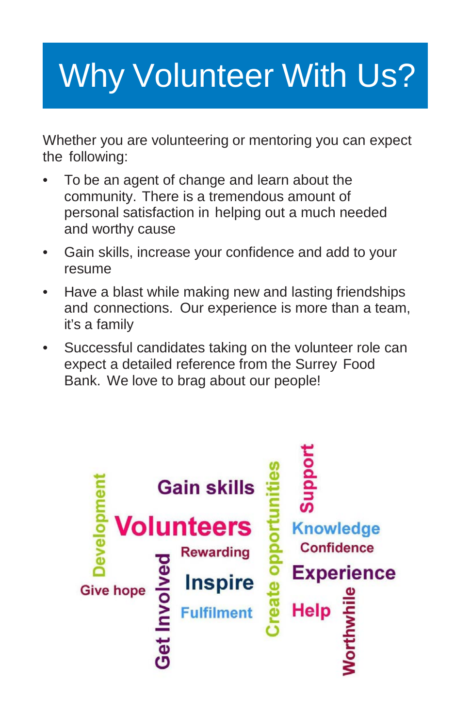# Why Volunteer With Us?

Whether you are volunteering or mentoring you can expect the following:

- To be an agent of change and learn about the community. There is a tremendous amount of personal satisfaction in helping out a much needed and worthy cause
- Gain skills, increase your confidence and add to your resume
- Have a blast while making new and lasting friendships and connections. Our experience is more than a team, it's a family
- Successful candidates taking on the volunteer role can expect a detailed reference from the Surrey Food Bank. We love to brag about our people!

Development Gain skills Volunteers Rewarding Give hope Get Involved Inspire Fulfilment Create opportunities Support Knowledge Confidence Experience Help Worthwhile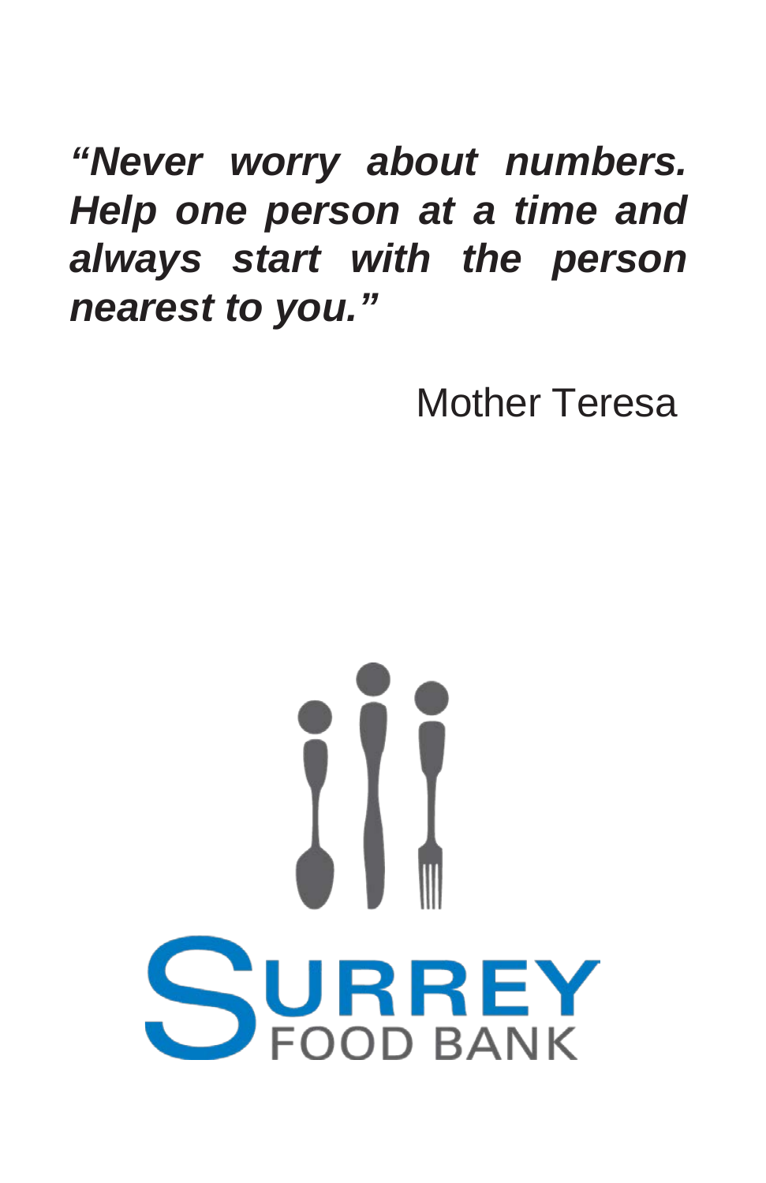***"Never worry about numbers. Help one person at a time and always start with the person nearest to you."***

Mother Teresa

SURREY
FOOD BANK